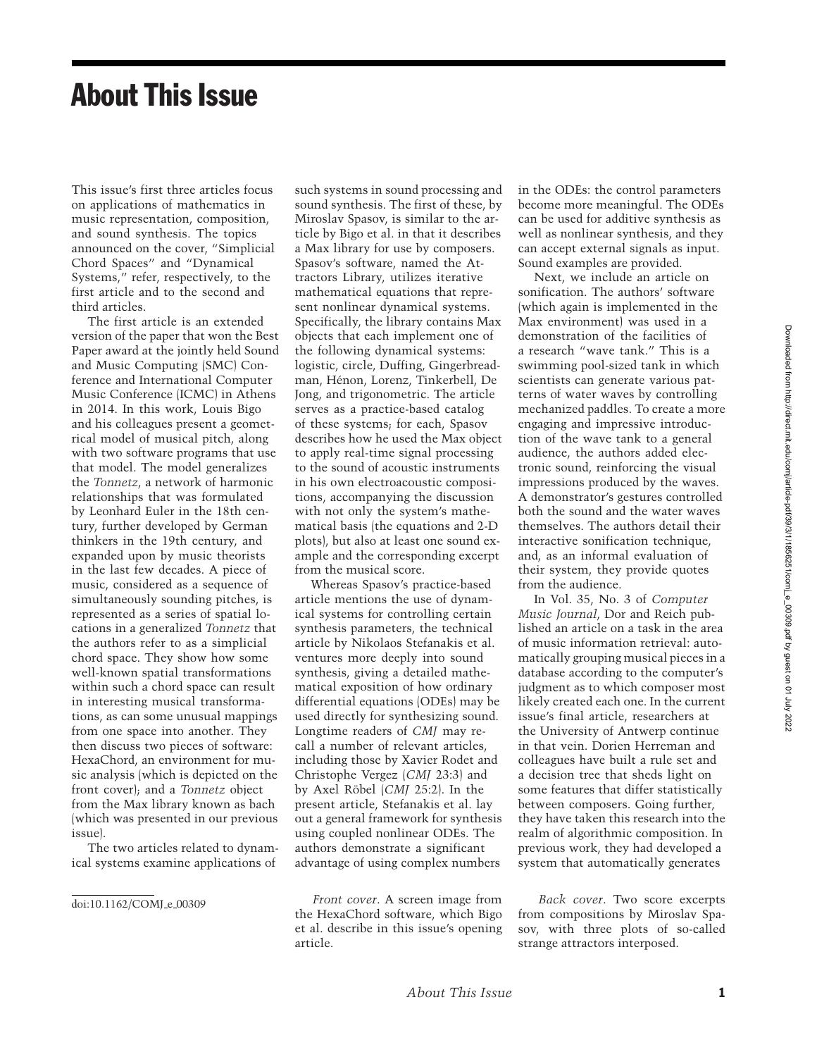# About This Issue

This issue's first three articles focus on applications of mathematics in music representation, composition, and sound synthesis. The topics announced on the cover, "Simplicial Chord Spaces" and "Dynamical Systems," refer, respectively, to the first article and to the second and third articles.

The first article is an extended version of the paper that won the Best Paper award at the jointly held Sound and Music Computing (SMC) Conference and International Computer Music Conference (ICMC) in Athens in 2014. In this work, Louis Bigo and his colleagues present a geometrical model of musical pitch, along with two software programs that use that model. The model generalizes the *Tonnetz*, a network of harmonic relationships that was formulated by Leonhard Euler in the 18th century, further developed by German thinkers in the 19th century, and expanded upon by music theorists in the last few decades. A piece of music, considered as a sequence of simultaneously sounding pitches, is represented as a series of spatial locations in a generalized *Tonnetz* that the authors refer to as a simplicial chord space. They show how some well-known spatial transformations within such a chord space can result in interesting musical transformations, as can some unusual mappings from one space into another. They then discuss two pieces of software: HexaChord, an environment for music analysis (which is depicted on the front cover); and a *Tonnetz* object from the Max library known as bach (which was presented in our previous issue).

The two articles related to dynamical systems examine applications of such systems in sound processing and sound synthesis. The first of these, by Miroslav Spasov, is similar to the article by Bigo et al. in that it describes a Max library for use by composers. Spasov's software, named the Attractors Library, utilizes iterative mathematical equations that represent nonlinear dynamical systems. Specifically, the library contains Max objects that each implement one of the following dynamical systems: logistic, circle, Duffing, Gingerbreadman, Hénon, Lorenz, Tinkerbell, De Jong, and trigonometric. The article serves as a practice-based catalog of these systems; for each, Spasov describes how he used the Max object to apply real-time signal processing to the sound of acoustic instruments in his own electroacoustic compositions, accompanying the discussion with not only the system's mathematical basis (the equations and 2-D plots), but also at least one sound example and the corresponding excerpt from the musical score.

Whereas Spasov's practice-based article mentions the use of dynamical systems for controlling certain synthesis parameters, the technical article by Nikolaos Stefanakis et al. ventures more deeply into sound synthesis, giving a detailed mathematical exposition of how ordinary differential equations (ODEs) may be used directly for synthesizing sound. Longtime readers of *CMJ* may recall a number of relevant articles, including those by Xavier Rodet and Christophe Vergez (*CMJ* 23:3) and by Axel Röbel (*CMJ* 25:2). In the present article, Stefanakis et al. lay out a general framework for synthesis using coupled nonlinear ODEs. The authors demonstrate a significant advantage of using complex numbers in the ODEs: the control parameters become more meaningful. The ODEs can be used for additive synthesis as well as nonlinear synthesis, and they can accept external signals as input. Sound examples are provided.

Next, we include an article on sonification. The authors' software (which again is implemented in the Max environment) was used in a demonstration of the facilities of a research "wave tank." This is a swimming pool-sized tank in which scientists can generate various patterns of water waves by controlling mechanized paddles. To create a more engaging and impressive introduction of the wave tank to a general audience, the authors added electronic sound, reinforcing the visual impressions produced by the waves. A demonstrator's gestures controlled both the sound and the water waves themselves. The authors detail their interactive sonification technique, and, as an informal evaluation of their system, they provide quotes from the audience.

In Vol. 35, No. 3 of *Computer Music Journal*, Dor and Reich published an article on a task in the area of music information retrieval: automatically grouping musical pieces in a database according to the computer's judgment as to which composer most likely created each one. In the current issue's final article, researchers at the University of Antwerp continue in that vein. Dorien Herreman and colleagues have built a rule set and a decision tree that sheds light on some features that differ statistically between composers. Going further, they have taken this research into the realm of algorithmic composition. In previous work, they had developed a system that automatically generates

*Front cover*. A screen image from the HexaChord software, which Bigo et al. describe in this issue's opening article.

*Back cover*. Two score excerpts from compositions by Miroslav Spasov, with three plots of so-called strange attractors interposed.

doi:10.1162/COMJ_e_00309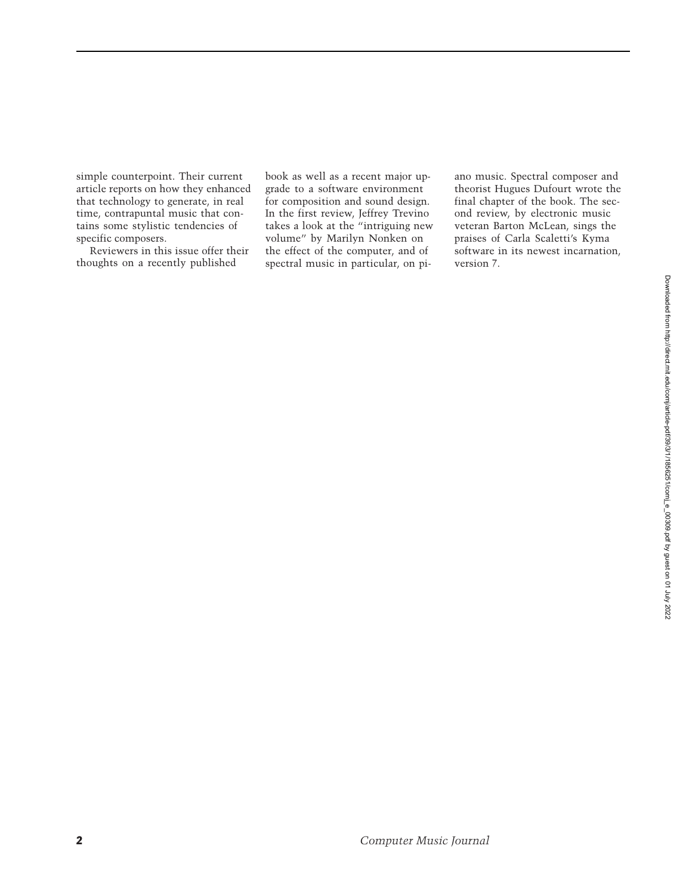simple counterpoint. Their current article reports on how they enhanced that technology to generate, in real time, contrapuntal music that contains some stylistic tendencies of specific composers.

Reviewers in this issue offer their thoughts on a recently published book as well as a recent major upgrade to a software environment for composition and sound design. In the first review, Jeffrey Trevino takes a look at the "intriguing new volume" by Marilyn Nonken on the effect of the computer, and of spectral music in particular, on piano music. Spectral composer and theorist Hugues Dufourt wrote the final chapter of the book. The second review, by electronic music veteran Barton McLean, sings the praises of Carla Scaletti's Kyma software in its newest incarnation, version 7.